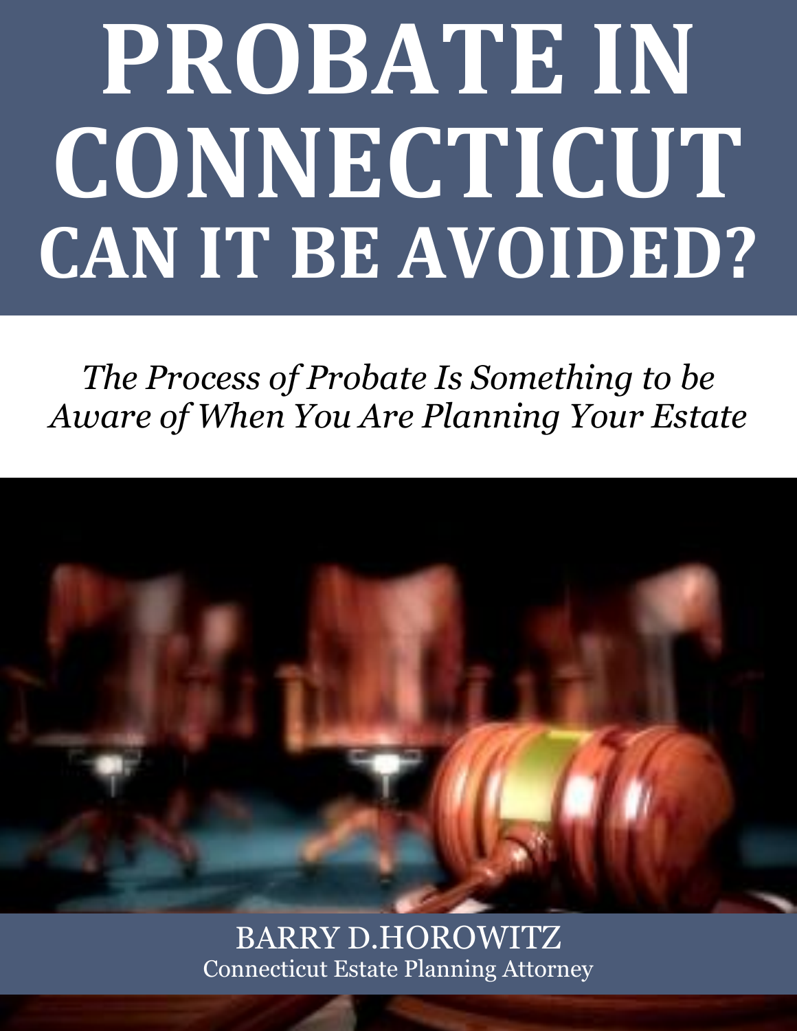# PROBATE IN CONNECTICUT CAN IT BE AVOIDED?

*The Process of Probate Is Something to be Aware of When You Are Planning Your Estate*

BARRY D.HOROWITZ
Connecticut Estate Planning Attorney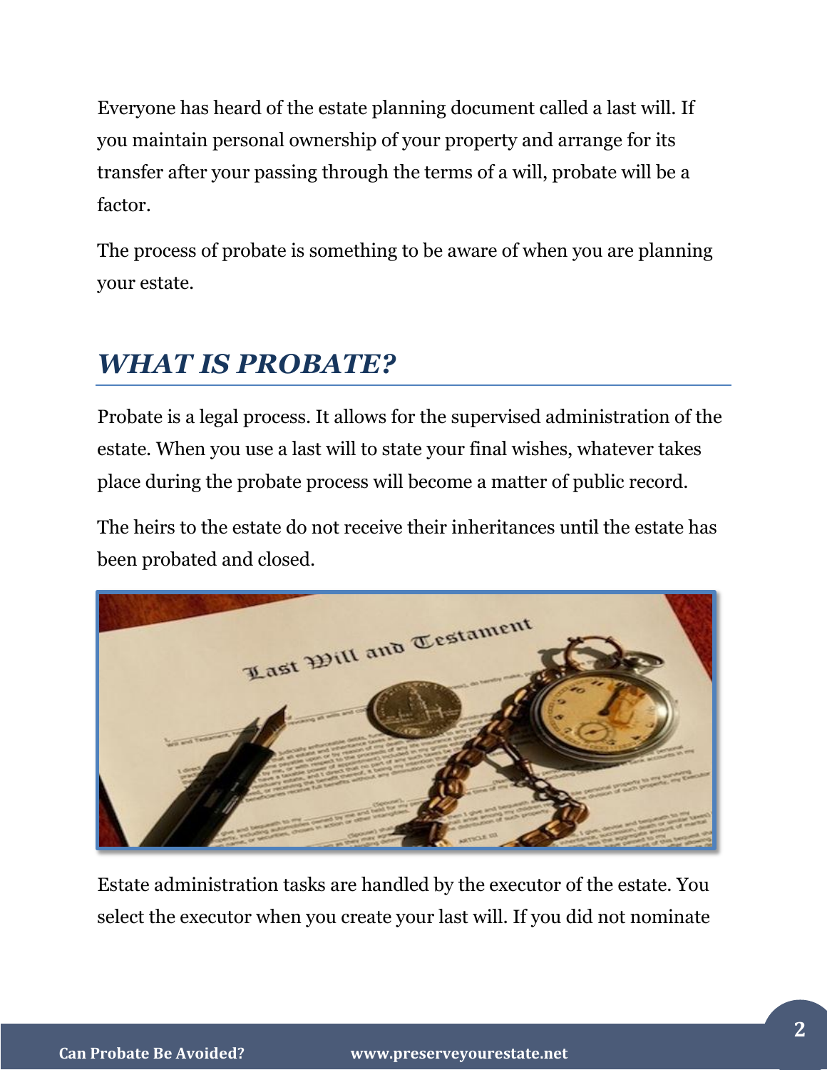Everyone has heard of the estate planning document called a last will. If you maintain personal ownership of your property and arrange for its transfer after your passing through the terms of a will, probate will be a factor.

The process of probate is something to be aware of when you are planning your estate.

## *WHAT IS PROBATE?*

Probate is a legal process. It allows for the supervised administration of the estate. When you use a last will to state your final wishes, whatever takes place during the probate process will become a matter of public record.

The heirs to the estate do not receive their inheritances until the estate has been probated and closed.

Estate administration tasks are handled by the executor of the estate. You select the executor when you create your last will. If you did not nominate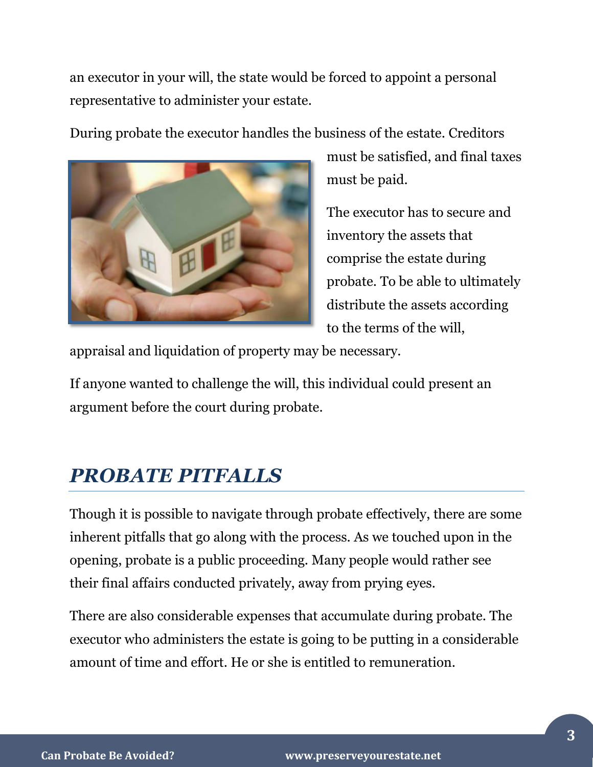an executor in your will, the state would be forced to appoint a personal representative to administer your estate.

During probate the executor handles the business of the estate. Creditors must be satisfied, and final taxes must be paid.

The executor has to secure and inventory the assets that comprise the estate during probate. To be able to ultimately distribute the assets according to the terms of the will, appraisal and liquidation of property may be necessary.

If anyone wanted to challenge the will, this individual could present an argument before the court during probate.

## *PROBATE PITFALLS*

Though it is possible to navigate through probate effectively, there are some inherent pitfalls that go along with the process. As we touched upon in the opening, probate is a public proceeding. Many people would rather see their final affairs conducted privately, away from prying eyes.

There are also considerable expenses that accumulate during probate. The executor who administers the estate is going to be putting in a considerable amount of time and effort. He or she is entitled to remuneration.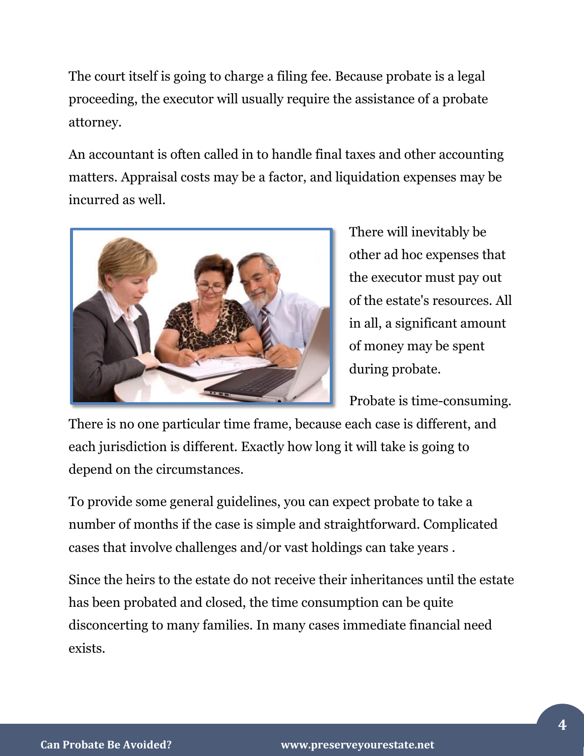The court itself is going to charge a filing fee. Because probate is a legal proceeding, the executor will usually require the assistance of a probate attorney.

An accountant is often called in to handle final taxes and other accounting matters. Appraisal costs may be a factor, and liquidation expenses may be incurred as well.

There will inevitably be other ad hoc expenses that the executor must pay out of the estate's resources. All in all, a significant amount of money may be spent during probate.

Probate is time-consuming. There is no one particular time frame, because each case is different, and each jurisdiction is different. Exactly how long it will take is going to depend on the circumstances.

To provide some general guidelines, you can expect probate to take a number of months if the case is simple and straightforward. Complicated cases that involve challenges and/or vast holdings can take years .

Since the heirs to the estate do not receive their inheritances until the estate has been probated and closed, the time consumption can be quite disconcerting to many families. In many cases immediate financial need exists.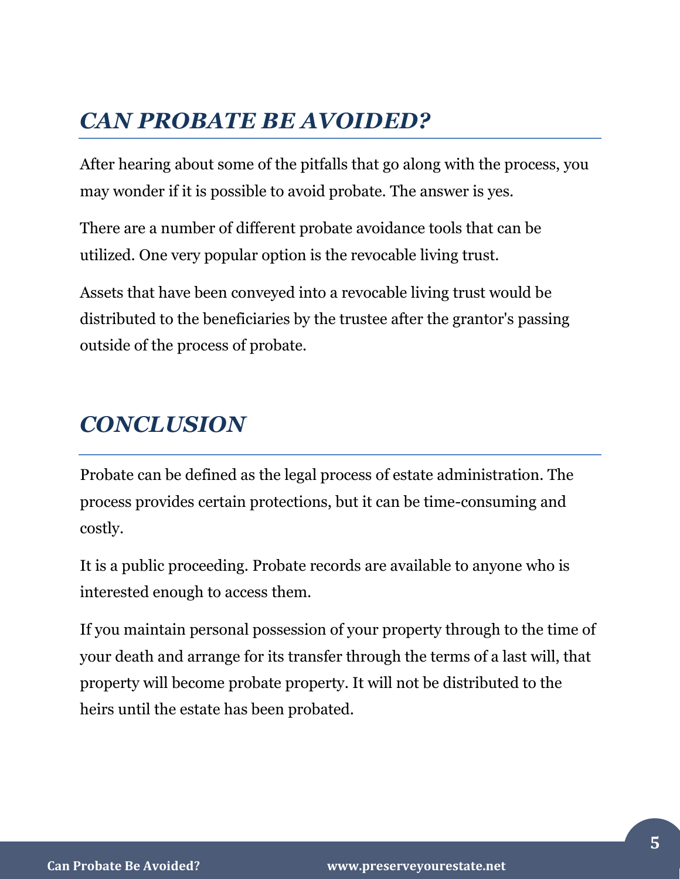## *CAN PROBATE BE AVOIDED?*

After hearing about some of the pitfalls that go along with the process, you may wonder if it is possible to avoid probate. The answer is yes.

There are a number of different probate avoidance tools that can be utilized. One very popular option is the revocable living trust.

Assets that have been conveyed into a revocable living trust would be distributed to the beneficiaries by the trustee after the grantor's passing outside of the process of probate.

## *CONCLUSION*

Probate can be defined as the legal process of estate administration. The process provides certain protections, but it can be time-consuming and costly.

It is a public proceeding. Probate records are available to anyone who is interested enough to access them.

If you maintain personal possession of your property through to the time of your death and arrange for its transfer through the terms of a last will, that property will become probate property. It will not be distributed to the heirs until the estate has been probated.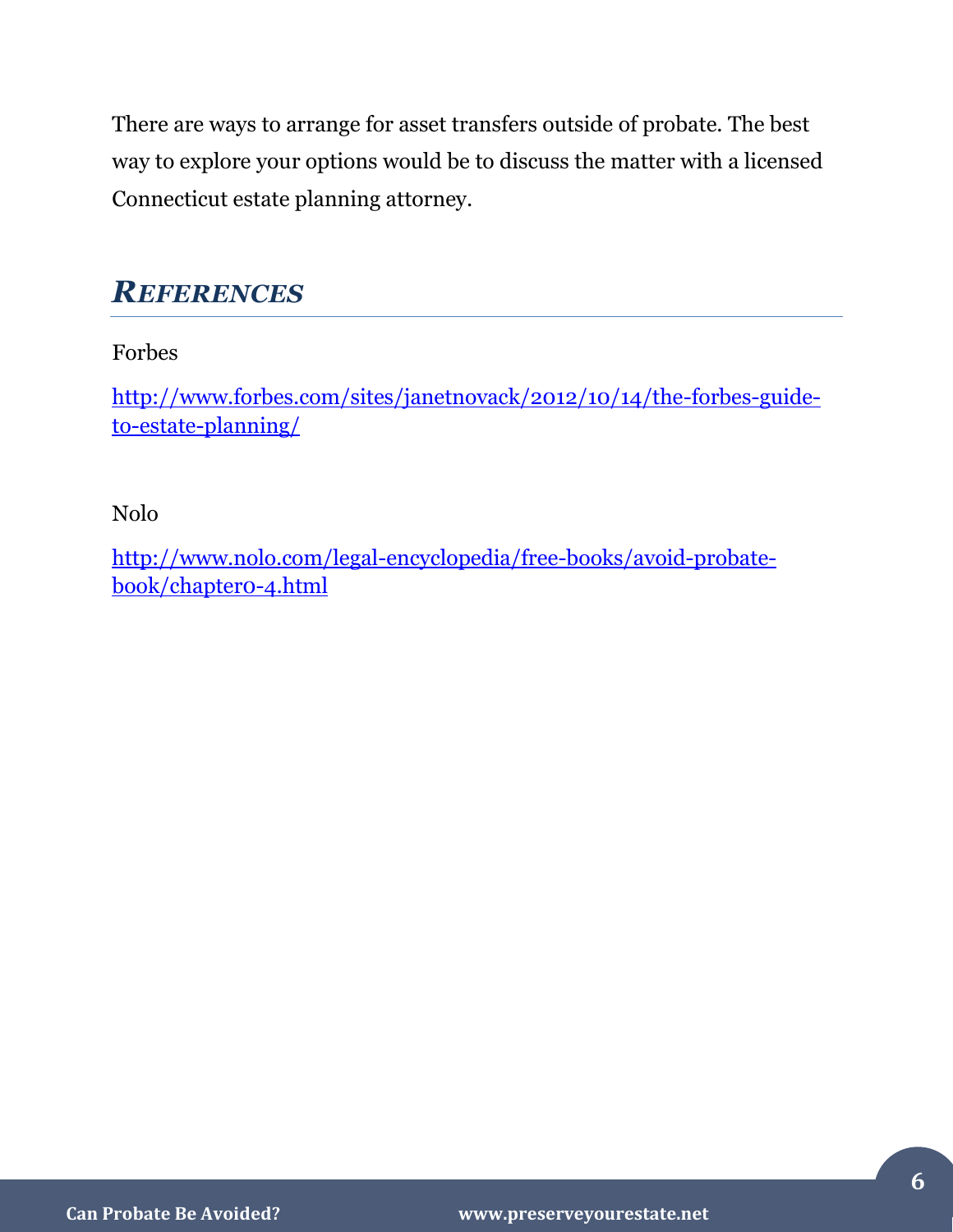There are ways to arrange for asset transfers outside of probate. The best way to explore your options would be to discuss the matter with a licensed Connecticut estate planning attorney.

## *References*

Forbes

http://www.forbes.com/sites/janetnovack/2012/10/14/the-forbes-guide-to-estate-planning/

Nolo

http://www.nolo.com/legal-encyclopedia/free-books/avoid-probate-book/chapter0-4.html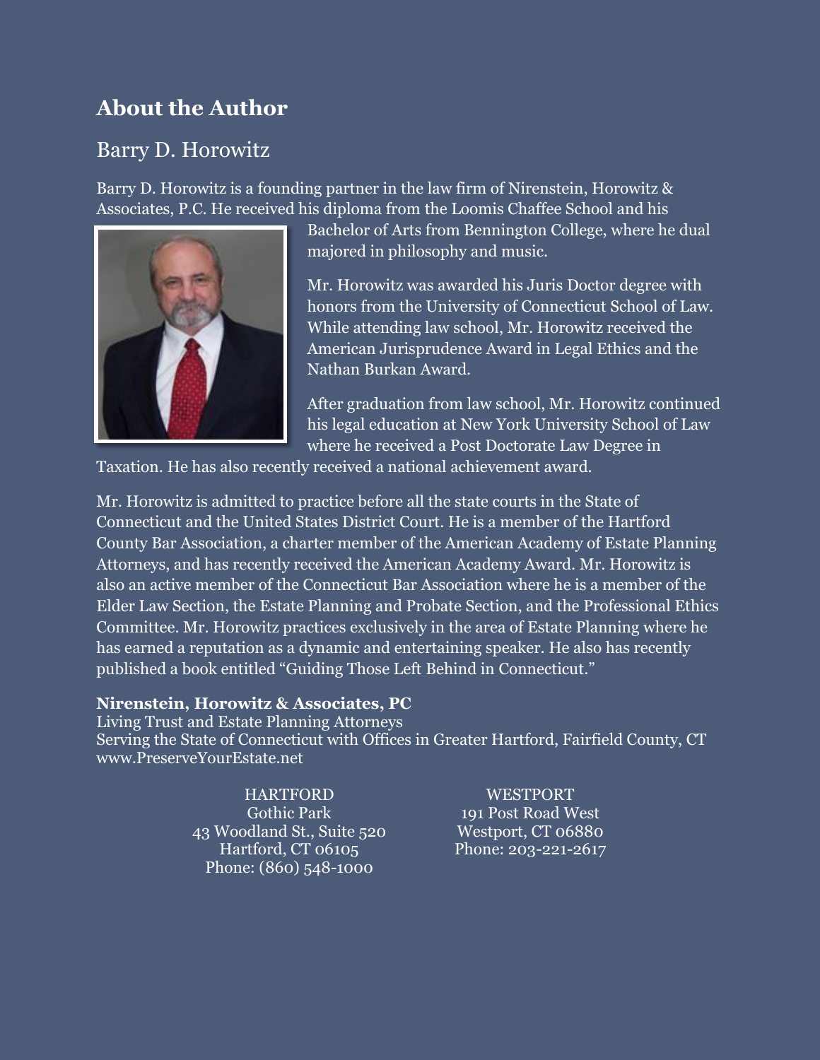## About the Author

### Barry D. Horowitz

Barry D. Horowitz is a founding partner in the law firm of Nirenstein, Horowitz & Associates, P.C. He received his diploma from the Loomis Chaffee School and his Bachelor of Arts from Bennington College, where he dual majored in philosophy and music.

Mr. Horowitz was awarded his Juris Doctor degree with honors from the University of Connecticut School of Law. While attending law school, Mr. Horowitz received the American Jurisprudence Award in Legal Ethics and the Nathan Burkan Award.

After graduation from law school, Mr. Horowitz continued his legal education at New York University School of Law where he received a Post Doctorate Law Degree in Taxation. He has also recently received a national achievement award.

Mr. Horowitz is admitted to practice before all the state courts in the State of Connecticut and the United States District Court. He is a member of the Hartford County Bar Association, a charter member of the American Academy of Estate Planning Attorneys, and has recently received the American Academy Award. Mr. Horowitz is also an active member of the Connecticut Bar Association where he is a member of the Elder Law Section, the Estate Planning and Probate Section, and the Professional Ethics Committee. Mr. Horowitz practices exclusively in the area of Estate Planning where he has earned a reputation as a dynamic and entertaining speaker. He also has recently published a book entitled "Guiding Those Left Behind in Connecticut."

**Nirenstein, Horowitz & Associates, PC**
Living Trust and Estate Planning Attorneys
Serving the State of Connecticut with Offices in Greater Hartford, Fairfield County, CT
www.PreserveYourEstate.net

HARTFORD
Gothic Park
43 Woodland St., Suite 520
Hartford, CT 06105
Phone: (860) 548-1000

WESTPORT
191 Post Road West
Westport, CT 06880
Phone: 203-221-2617